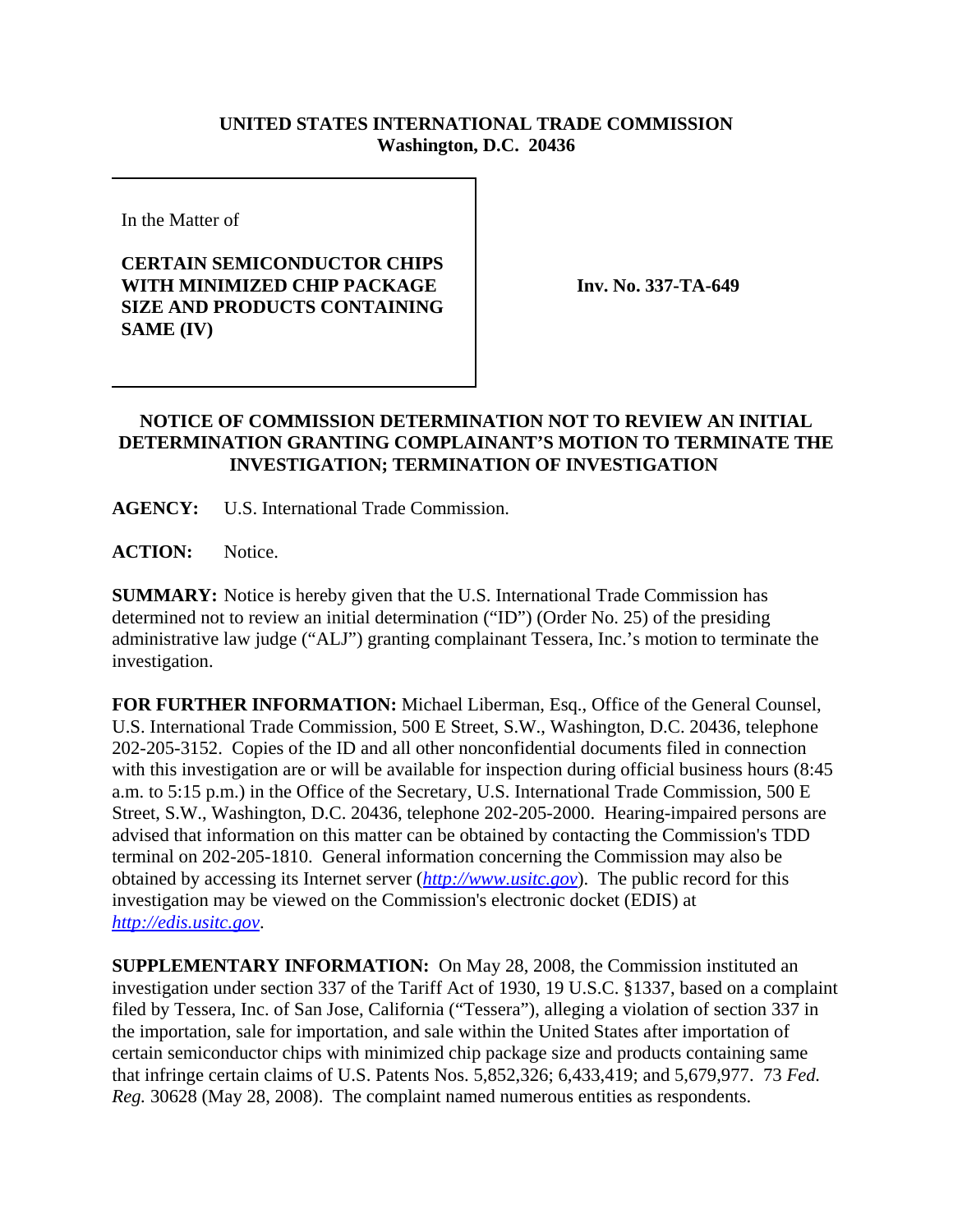**UNITED STATES INTERNATIONAL TRADE COMMISSION**
**Washington, D.C. 20436**

In the Matter of

**CERTAIN SEMICONDUCTOR CHIPS WITH MINIMIZED CHIP PACKAGE SIZE AND PRODUCTS CONTAINING SAME (IV)**

**Inv. No. 337-TA-649**

**NOTICE OF COMMISSION DETERMINATION NOT TO REVIEW AN INITIAL DETERMINATION GRANTING COMPLAINANT'S MOTION TO TERMINATE THE INVESTIGATION; TERMINATION OF INVESTIGATION**

**AGENCY:** U.S. International Trade Commission.

**ACTION:** Notice.

**SUMMARY:** Notice is hereby given that the U.S. International Trade Commission has determined not to review an initial determination ("ID") (Order No. 25) of the presiding administrative law judge ("ALJ") granting complainant Tessera, Inc.'s motion to terminate the investigation.

**FOR FURTHER INFORMATION:** Michael Liberman, Esq., Office of the General Counsel, U.S. International Trade Commission, 500 E Street, S.W., Washington, D.C. 20436, telephone 202-205-3152. Copies of the ID and all other nonconfidential documents filed in connection with this investigation are or will be available for inspection during official business hours (8:45 a.m. to 5:15 p.m.) in the Office of the Secretary, U.S. International Trade Commission, 500 E Street, S.W., Washington, D.C. 20436, telephone 202-205-2000. Hearing-impaired persons are advised that information on this matter can be obtained by contacting the Commission's TDD terminal on 202-205-1810. General information concerning the Commission may also be obtained by accessing its Internet server (*http://www.usitc.gov*). The public record for this investigation may be viewed on the Commission's electronic docket (EDIS) at *http://edis.usitc.gov*.

**SUPPLEMENTARY INFORMATION:** On May 28, 2008, the Commission instituted an investigation under section 337 of the Tariff Act of 1930, 19 U.S.C. §1337, based on a complaint filed by Tessera, Inc. of San Jose, California ("Tessera"), alleging a violation of section 337 in the importation, sale for importation, and sale within the United States after importation of certain semiconductor chips with minimized chip package size and products containing same that infringe certain claims of U.S. Patents Nos. 5,852,326; 6,433,419; and 5,679,977. 73 *Fed. Reg.* 30628 (May 28, 2008). The complaint named numerous entities as respondents.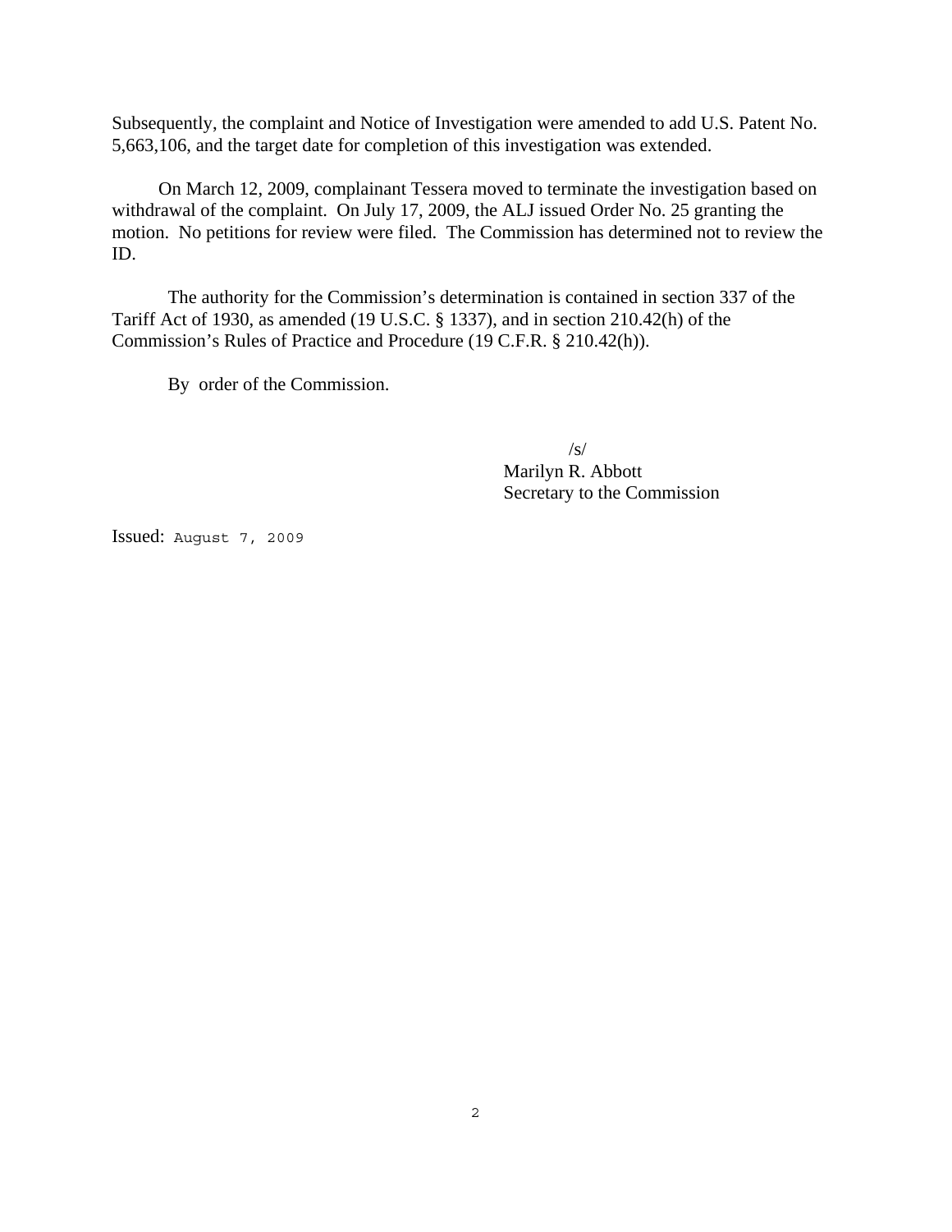Subsequently, the complaint and Notice of Investigation were amended to add U.S. Patent No. 5,663,106, and the target date for completion of this investigation was extended.

On March 12, 2009, complainant Tessera moved to terminate the investigation based on withdrawal of the complaint. On July 17, 2009, the ALJ issued Order No. 25 granting the motion. No petitions for review were filed. The Commission has determined not to review the ID.

The authority for the Commission's determination is contained in section 337 of the Tariff Act of 1930, as amended (19 U.S.C. § 1337), and in section 210.42(h) of the Commission's Rules of Practice and Procedure (19 C.F.R. § 210.42(h)).

By order of the Commission.

/s/
Marilyn R. Abbott
Secretary to the Commission

Issued: August 7, 2009